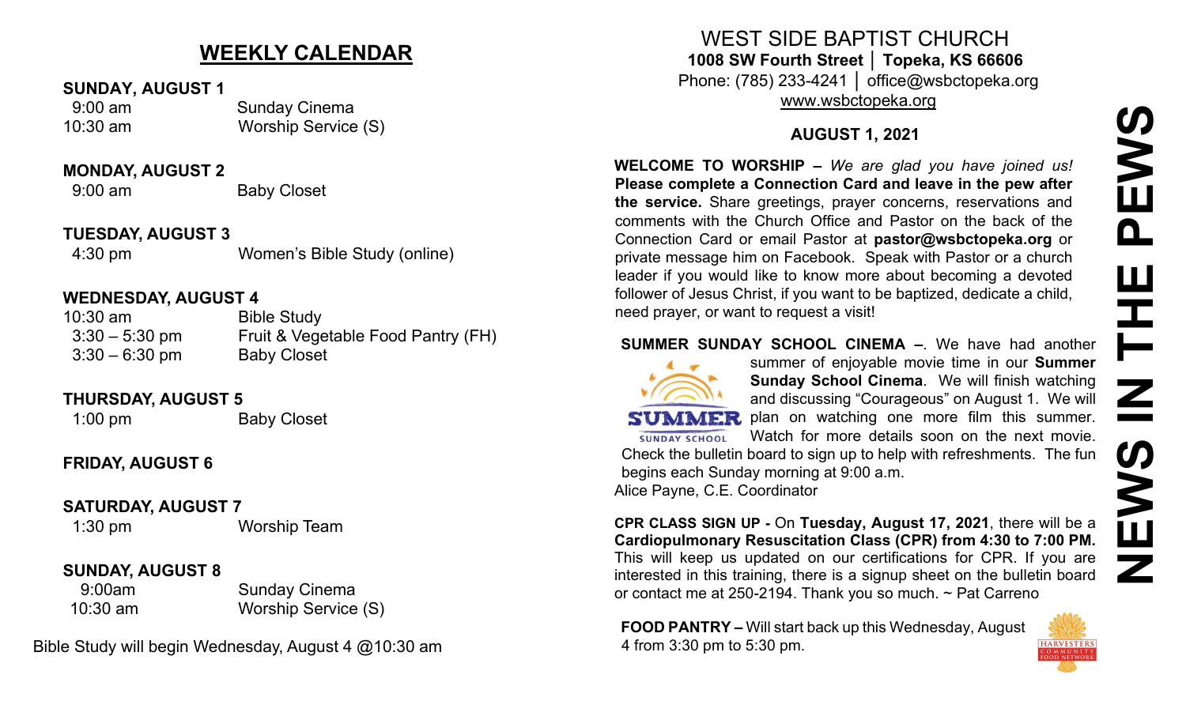## WEEKLY CALENDAR

**SUNDAY, AUGUST 1**

9:00 am — Sunday Cinema
10:30 am — Worship Service (S)

**MONDAY, AUGUST 2**

9:00 am — Baby Closet

**TUESDAY, AUGUST 3**

4:30 pm — Women's Bible Study (online)

**WEDNESDAY, AUGUST 4**

10:30 am — Bible Study
3:30 – 5:30 pm — Fruit & Vegetable Food Pantry (FH)
3:30 – 6:30 pm — Baby Closet

**THURSDAY, AUGUST 5**

1:00 pm — Baby Closet

**FRIDAY, AUGUST 6**

**SATURDAY, AUGUST 7**

1:30 pm — Worship Team

**SUNDAY, AUGUST 8**

9:00am — Sunday Cinema
10:30 am — Worship Service (S)

Bible Study will begin Wednesday, August 4 @10:30 am

# WEST SIDE BAPTIST CHURCH

**1008 SW Fourth Street │ Topeka, KS 66606**
Phone: (785) 233-4241 │ office@wsbctopeka.org
www.wsbctopeka.org

**AUGUST 1, 2021**

# NEWS IN THE PEWS

**WELCOME TO WORSHIP –** *We are glad you have joined us!* **Please complete a Connection Card and leave in the pew after the service.** Share greetings, prayer concerns, reservations and comments with the Church Office and Pastor on the back of the Connection Card or email Pastor at **pastor@wsbctopeka.org** or private message him on Facebook. Speak with Pastor or a church leader if you would like to know more about becoming a devoted follower of Jesus Christ, if you want to be baptized, dedicate a child, need prayer, or want to request a visit!

**SUMMER SUNDAY SCHOOL CINEMA –**. We have had another summer of enjoyable movie time in our **Summer Sunday School Cinema**. We will finish watching and discussing "Courageous" on August 1. We will plan on watching one more film this summer. Watch for more details soon on the next movie. Check the bulletin board to sign up to help with refreshments. The fun begins each Sunday morning at 9:00 a.m.
Alice Payne, C.E. Coordinator

**CPR CLASS SIGN UP -** On **Tuesday, August 17, 2021**, there will be a **Cardiopulmonary Resuscitation Class (CPR) from 4:30 to 7:00 PM.** This will keep us updated on our certifications for CPR. If you are interested in this training, there is a signup sheet on the bulletin board or contact me at 250-2194. Thank you so much. ~ Pat Carreno

**FOOD PANTRY –** Will start back up this Wednesday, August 4 from 3:30 pm to 5:30 pm.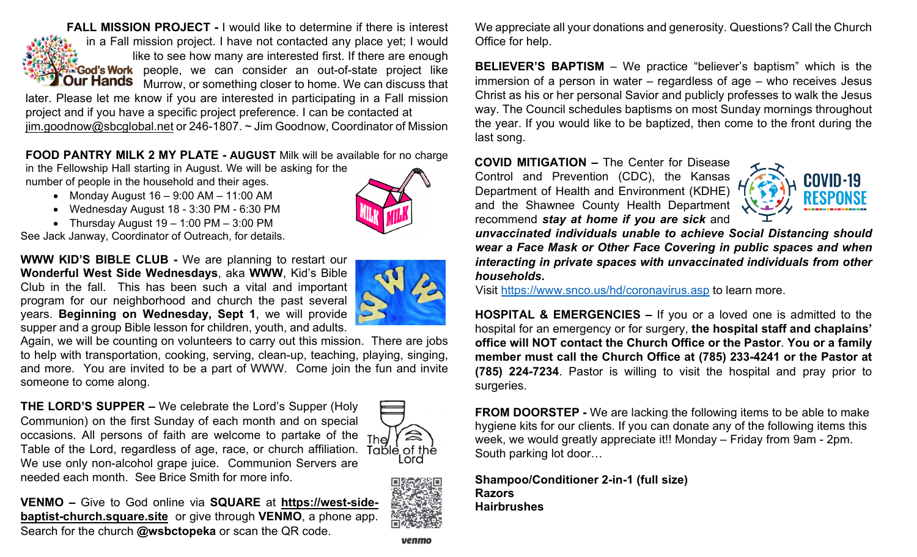**FALL MISSION PROJECT -** I would like to determine if there is interest in a Fall mission project. I have not contacted any place yet; I would like to see how many are interested first. If there are enough people, we can consider an out-of-state project like Murrow, or something closer to home. We can discuss that later. Please let me know if you are interested in participating in a Fall mission project and if you have a specific project preference. I can be contacted at jim.goodnow@sbcglobal.net or 246-1807. ~ Jim Goodnow, Coordinator of Mission

**FOOD PANTRY MILK 2 MY PLATE - AUGUST** Milk will be available for no charge in the Fellowship Hall starting in August. We will be asking for the number of people in the household and their ages.

- Monday August 16 – 9:00 AM – 11:00 AM
- Wednesday August 18 - 3:30 PM - 6:30 PM
- Thursday August 19 – 1:00 PM – 3:00 PM

See Jack Janway, Coordinator of Outreach, for details.

**WWW KID'S BIBLE CLUB -** We are planning to restart our **Wonderful West Side Wednesdays**, aka **WWW**, Kid's Bible Club in the fall. This has been such a vital and important program for our neighborhood and church the past several years. **Beginning on Wednesday, Sept 1**, we will provide supper and a group Bible lesson for children, youth, and adults. Again, we will be counting on volunteers to carry out this mission. There are jobs to help with transportation, cooking, serving, clean-up, teaching, playing, singing, and more. You are invited to be a part of WWW. Come join the fun and invite someone to come along.

**THE LORD'S SUPPER –** We celebrate the Lord's Supper (Holy Communion) on the first Sunday of each month and on special occasions. All persons of faith are welcome to partake of the Table of the Lord, regardless of age, race, or church affiliation. We use only non-alcohol grape juice. Communion Servers are needed each month. See Brice Smith for more info.

**VENMO –** Give to God online via **SQUARE** at **https://west-side-baptist-church.square.site** or give through **VENMO**, a phone app. Search for the church **@wsbctopeka** or scan the QR code.

We appreciate all your donations and generosity. Questions? Call the Church Office for help.

**BELIEVER'S BAPTISM** – We practice "believer's baptism" which is the immersion of a person in water – regardless of age – who receives Jesus Christ as his or her personal Savior and publicly professes to walk the Jesus way. The Council schedules baptisms on most Sunday mornings throughout the year. If you would like to be baptized, then come to the front during the last song.

**COVID MITIGATION –** The Center for Disease Control and Prevention (CDC), the Kansas Department of Health and Environment (KDHE) and the Shawnee County Health Department recommend ***stay at home if you are sick*** and ***unvaccinated individuals unable to achieve Social Distancing should wear a Face Mask or Other Face Covering in public spaces and when interacting in private spaces with unvaccinated individuals from other households.***
Visit https://www.snco.us/hd/coronavirus.asp to learn more.

**HOSPITAL & EMERGENCIES –** If you or a loved one is admitted to the hospital for an emergency or for surgery, **the hospital staff and chaplains' office will NOT contact the Church Office or the Pastor**. **You or a family member must call the Church Office at (785) 233-4241 or the Pastor at (785) 224-7234**. Pastor is willing to visit the hospital and pray prior to surgeries.

**FROM DOORSTEP -** We are lacking the following items to be able to make hygiene kits for our clients. If you can donate any of the following items this week, we would greatly appreciate it!! Monday – Friday from 9am - 2pm. South parking lot door…

**Shampoo/Conditioner 2-in-1 (full size)**
**Razors**
**Hairbrushes**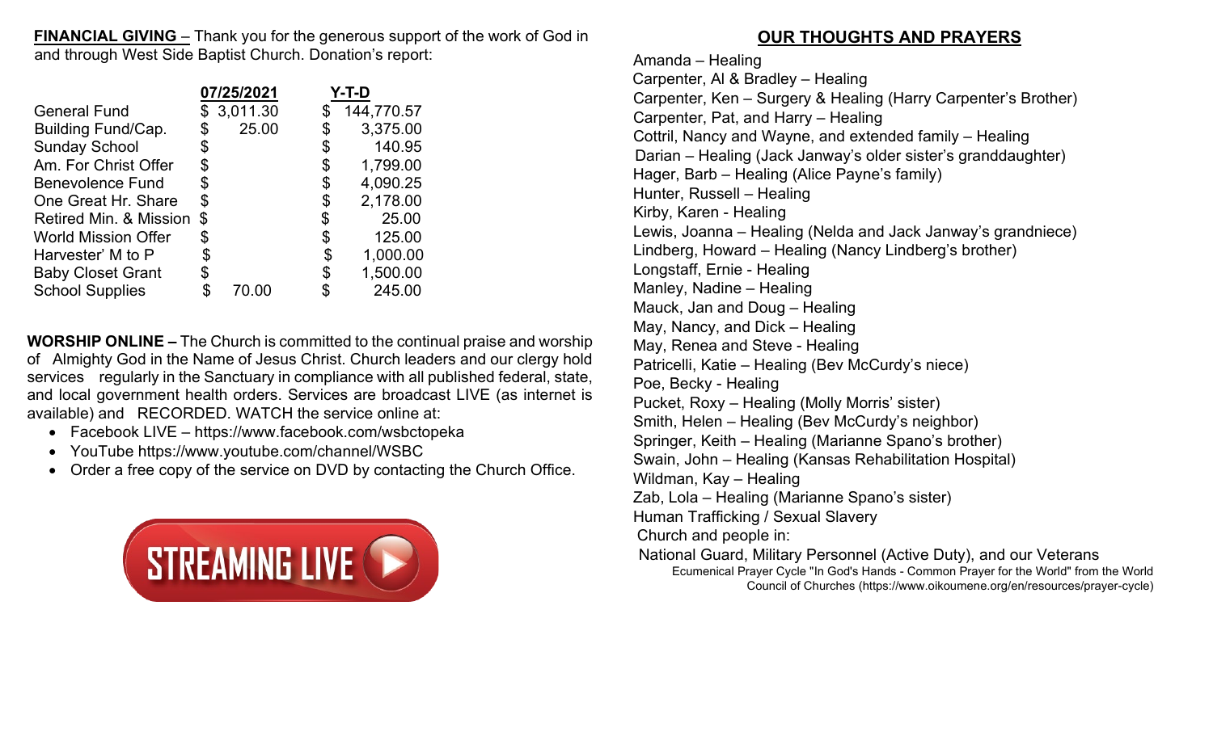**FINANCIAL GIVING** – Thank you for the generous support of the work of God in and through West Side Baptist Church. Donation's report:

| | 07/25/2021 | Y-T-D |
|---|---|---|
| General Fund | $ 3,011.30 | $ 144,770.57 |
| Building Fund/Cap. | $ 25.00 | $ 3,375.00 |
| Sunday School | $ | $ 140.95 |
| Am. For Christ Offer | $ | $ 1,799.00 |
| Benevolence Fund | $ | $ 4,090.25 |
| One Great Hr. Share | $ | $ 2,178.00 |
| Retired Min. & Mission | $ | $ 25.00 |
| World Mission Offer | $ | $ 125.00 |
| Harvester' M to P | $ | $ 1,000.00 |
| Baby Closet Grant | $ | $ 1,500.00 |
| School Supplies | $ 70.00 | $ 245.00 |

**WORSHIP ONLINE –** The Church is committed to the continual praise and worship of Almighty God in the Name of Jesus Christ. Church leaders and our clergy hold services regularly in the Sanctuary in compliance with all published federal, state, and local government health orders. Services are broadcast LIVE (as internet is available) and RECORDED. WATCH the service online at:

- Facebook LIVE – https://www.facebook.com/wsbctopeka
- YouTube https://www.youtube.com/channel/WSBC
- Order a free copy of the service on DVD by contacting the Church Office.

STREAMING LIVE

## OUR THOUGHTS AND PRAYERS

Amanda – Healing
Carpenter, Al & Bradley – Healing
Carpenter, Ken – Surgery & Healing (Harry Carpenter's Brother)
Carpenter, Pat, and Harry – Healing
Cottril, Nancy and Wayne, and extended family – Healing
Darian – Healing (Jack Janway's older sister's granddaughter)
Hager, Barb – Healing (Alice Payne's family)
Hunter, Russell – Healing
Kirby, Karen - Healing
Lewis, Joanna – Healing (Nelda and Jack Janway's grandniece)
Lindberg, Howard – Healing (Nancy Lindberg's brother)
Longstaff, Ernie - Healing
Manley, Nadine – Healing
Mauck, Jan and Doug – Healing
May, Nancy, and Dick – Healing
May, Renea and Steve - Healing
Patricelli, Katie – Healing (Bev McCurdy's niece)
Poe, Becky - Healing
Pucket, Roxy – Healing (Molly Morris' sister)
Smith, Helen – Healing (Bev McCurdy's neighbor)
Springer, Keith – Healing (Marianne Spano's brother)
Swain, John – Healing (Kansas Rehabilitation Hospital)
Wildman, Kay – Healing
Zab, Lola – Healing (Marianne Spano's sister)
Human Trafficking / Sexual Slavery
Church and people in:
National Guard, Military Personnel (Active Duty), and our Veterans

Ecumenical Prayer Cycle "In God's Hands - Common Prayer for the World" from the World Council of Churches (https://www.oikoumene.org/en/resources/prayer-cycle)